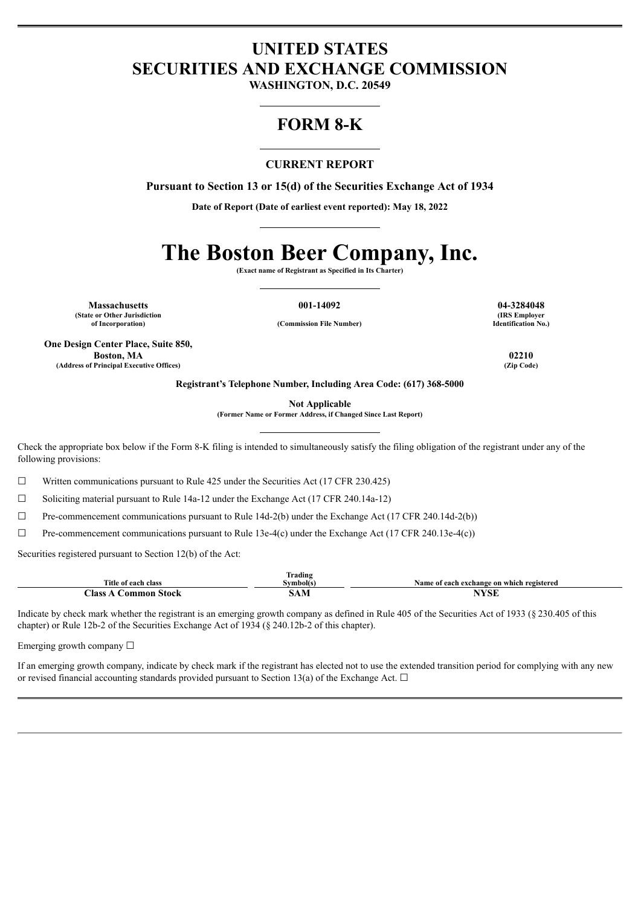# UNITED STATES
# SECURITIES AND EXCHANGE COMMISSION
**WASHINGTON, D.C. 20549**

# FORM 8-K

**CURRENT REPORT**

**Pursuant to Section 13 or 15(d) of the Securities Exchange Act of 1934**

**Date of Report (Date of earliest event reported): May 18, 2022**

# The Boston Beer Company, Inc.
**(Exact name of Registrant as Specified in Its Charter)**

| **Massachusetts** | **001-14092** | **04-3284048** |
|---|---|---|
| **(State or Other Jurisdiction of Incorporation)** | **(Commission File Number)** | **(IRS Employer Identification No.)** |

| **One Design Center Place, Suite 850, Boston, MA** | **02210** |
|---|---|
| **(Address of Principal Executive Offices)** | **(Zip Code)** |

**Registrant's Telephone Number, Including Area Code: (617) 368-5000**

**Not Applicable**
**(Former Name or Former Address, if Changed Since Last Report)**

Check the appropriate box below if the Form 8-K filing is intended to simultaneously satisfy the filing obligation of the registrant under any of the following provisions:

☐ Written communications pursuant to Rule 425 under the Securities Act (17 CFR 230.425)

☐ Soliciting material pursuant to Rule 14a-12 under the Exchange Act (17 CFR 240.14a-12)

☐ Pre-commencement communications pursuant to Rule 14d-2(b) under the Exchange Act (17 CFR 240.14d-2(b))

☐ Pre-commencement communications pursuant to Rule 13e-4(c) under the Exchange Act (17 CFR 240.13e-4(c))

Securities registered pursuant to Section 12(b) of the Act:

| Title of each class | Trading Symbol(s) | Name of each exchange on which registered |
|---|---|---|
| **Class A Common Stock** | **SAM** | **NYSE** |

Indicate by check mark whether the registrant is an emerging growth company as defined in Rule 405 of the Securities Act of 1933 (§ 230.405 of this chapter) or Rule 12b-2 of the Securities Exchange Act of 1934 (§ 240.12b-2 of this chapter).

Emerging growth company ☐

If an emerging growth company, indicate by check mark if the registrant has elected not to use the extended transition period for complying with any new or revised financial accounting standards provided pursuant to Section 13(a) of the Exchange Act. ☐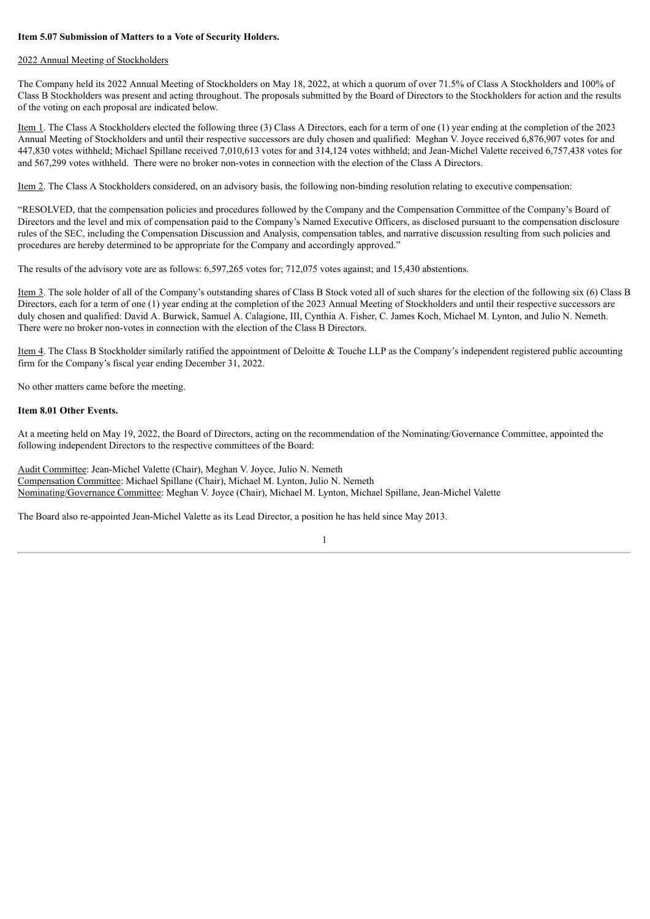**Item 5.07 Submission of Matters to a Vote of Security Holders.**

2022 Annual Meeting of Stockholders

The Company held its 2022 Annual Meeting of Stockholders on May 18, 2022, at which a quorum of over 71.5% of Class A Stockholders and 100% of Class B Stockholders was present and acting throughout. The proposals submitted by the Board of Directors to the Stockholders for action and the results of the voting on each proposal are indicated below.

Item 1. The Class A Stockholders elected the following three (3) Class A Directors, each for a term of one (1) year ending at the completion of the 2023 Annual Meeting of Stockholders and until their respective successors are duly chosen and qualified: Meghan V. Joyce received 6,876,907 votes for and 447,830 votes withheld; Michael Spillane received 7,010,613 votes for and 314,124 votes withheld; and Jean-Michel Valette received 6,757,438 votes for and 567,299 votes withheld. There were no broker non-votes in connection with the election of the Class A Directors.

Item 2. The Class A Stockholders considered, on an advisory basis, the following non-binding resolution relating to executive compensation:

"RESOLVED, that the compensation policies and procedures followed by the Company and the Compensation Committee of the Company's Board of Directors and the level and mix of compensation paid to the Company's Named Executive Officers, as disclosed pursuant to the compensation disclosure rules of the SEC, including the Compensation Discussion and Analysis, compensation tables, and narrative discussion resulting from such policies and procedures are hereby determined to be appropriate for the Company and accordingly approved."

The results of the advisory vote are as follows: 6,597,265 votes for; 712,075 votes against; and 15,430 abstentions.

Item 3. The sole holder of all of the Company's outstanding shares of Class B Stock voted all of such shares for the election of the following six (6) Class B Directors, each for a term of one (1) year ending at the completion of the 2023 Annual Meeting of Stockholders and until their respective successors are duly chosen and qualified: David A. Burwick, Samuel A. Calagione, III, Cynthia A. Fisher, C. James Koch, Michael M. Lynton, and Julio N. Nemeth. There were no broker non-votes in connection with the election of the Class B Directors.

Item 4. The Class B Stockholder similarly ratified the appointment of Deloitte & Touche LLP as the Company's independent registered public accounting firm for the Company's fiscal year ending December 31, 2022.

No other matters came before the meeting.

**Item 8.01 Other Events.**

At a meeting held on May 19, 2022, the Board of Directors, acting on the recommendation of the Nominating/Governance Committee, appointed the following independent Directors to the respective committees of the Board:

Audit Committee: Jean-Michel Valette (Chair), Meghan V. Joyce, Julio N. Nemeth
Compensation Committee: Michael Spillane (Chair), Michael M. Lynton, Julio N. Nemeth
Nominating/Governance Committee: Meghan V. Joyce (Chair), Michael M. Lynton, Michael Spillane, Jean-Michel Valette

The Board also re-appointed Jean-Michel Valette as its Lead Director, a position he has held since May 2013.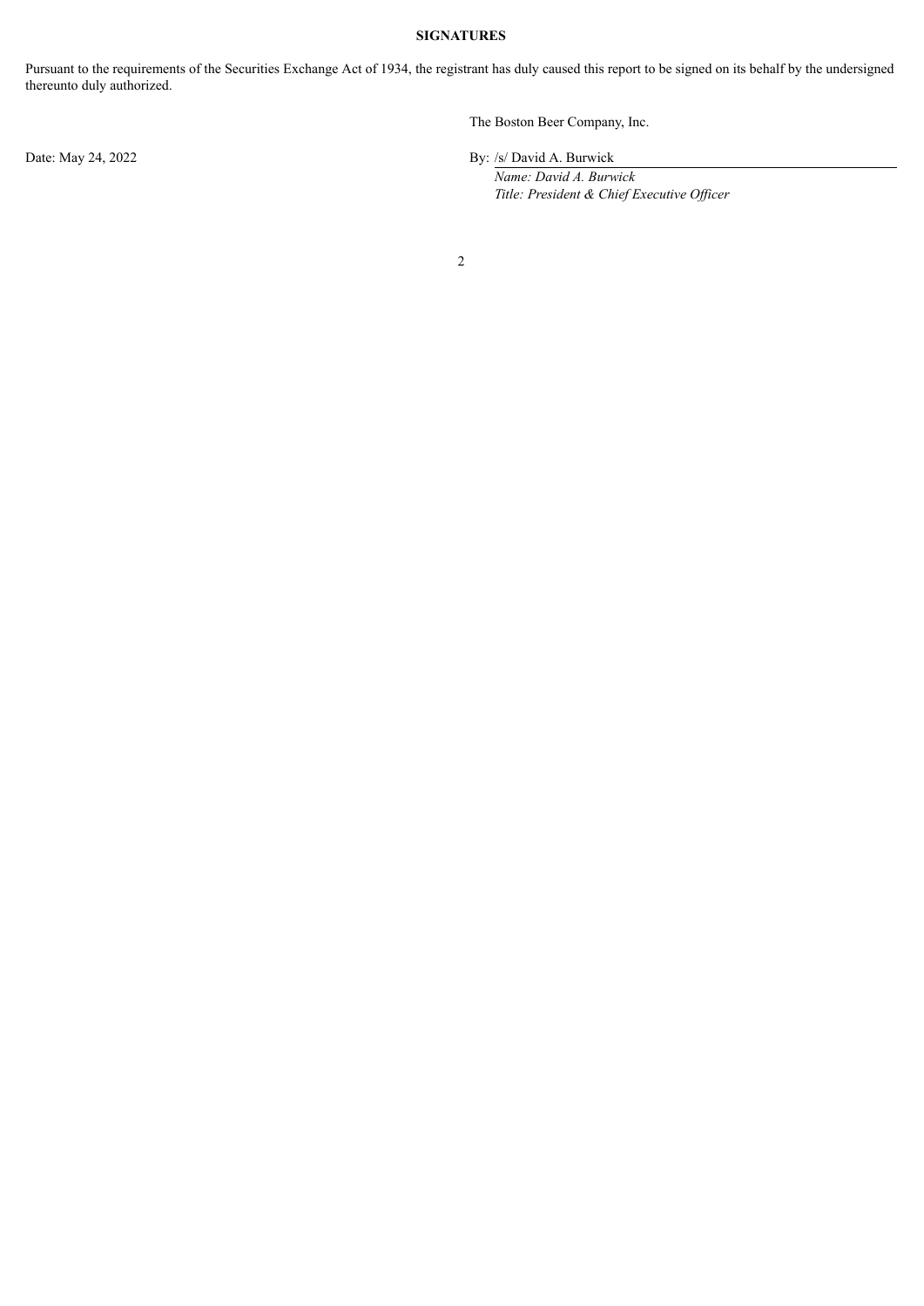**SIGNATURES**

Pursuant to the requirements of the Securities Exchange Act of 1934, the registrant has duly caused this report to be signed on its behalf by the undersigned thereunto duly authorized.

The Boston Beer Company, Inc.

Date: May 24, 2022

By: /s/ David A. Burwick

*Name: David A. Burwick*

*Title: President & Chief Executive Officer*